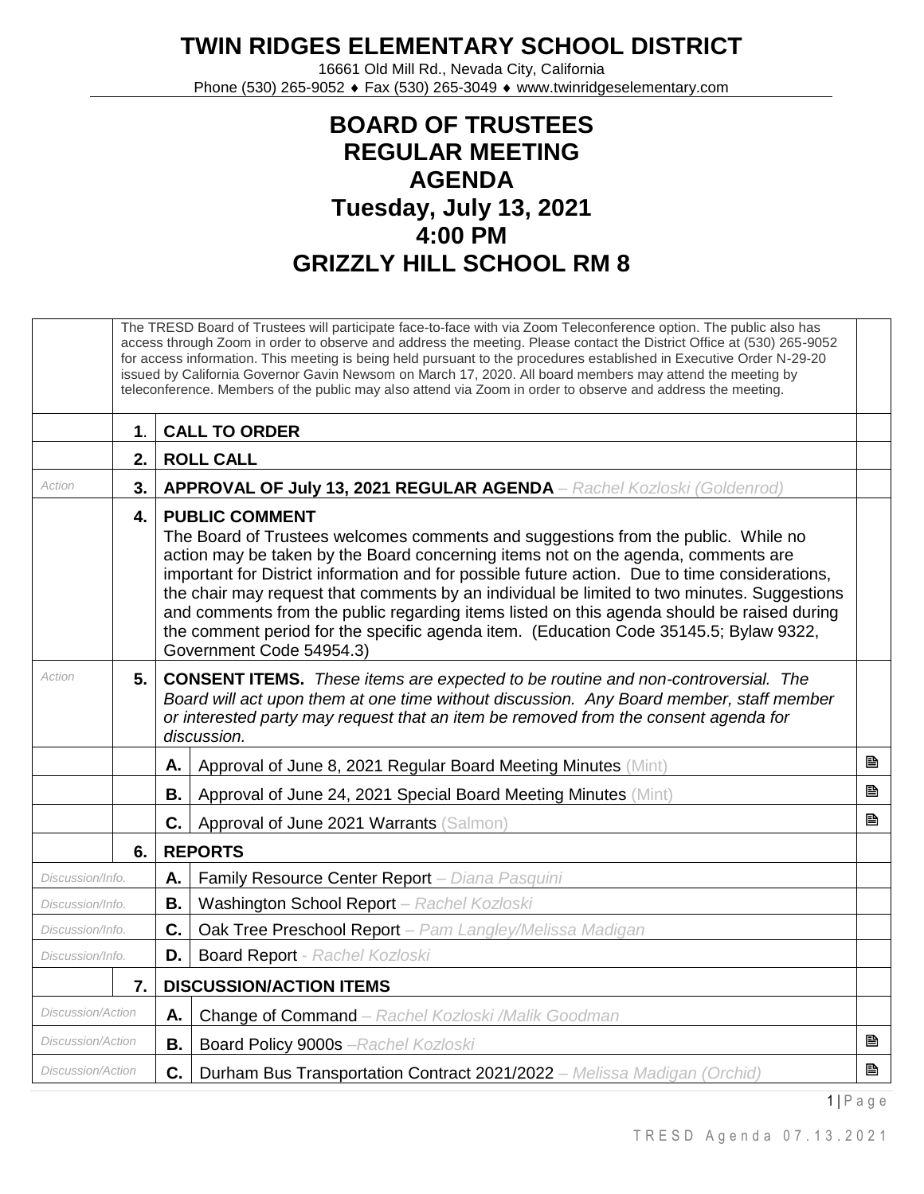# TWIN RIDGES ELEMENTARY SCHOOL DISTRICT

16661 Old Mill Rd., Nevada City, California
Phone (530) 265-9052 ♦ Fax (530) 265-3049 ♦ www.twinridgeselementary.com

## BOARD OF TRUSTEES
## REGULAR MEETING
## AGENDA
## Tuesday, July 13, 2021
## 4:00 PM
## GRIZZLY HILL SCHOOL RM 8

| | | | | |
|---|---|---|---|---|
| | The TRESD Board of Trustees will participate face-to-face with via Zoom Teleconference option. The public also has access through Zoom in order to observe and address the meeting. Please contact the District Office at (530) 265-9052 for access information. This meeting is being held pursuant to the procedures established in Executive Order N-29-20 issued by California Governor Gavin Newsom on March 17, 2020. All board members may attend the meeting by teleconference. Members of the public may also attend via Zoom in order to observe and address the meeting. | | | |
| | **1.** | **CALL TO ORDER** | | |
| | **2.** | **ROLL CALL** | | |
| *Action* | **3.** | **APPROVAL OF July 13, 2021 REGULAR AGENDA** – *Rachel Kozloski (Goldenrod)* | | |
| | **4.** | **PUBLIC COMMENT** The Board of Trustees welcomes comments and suggestions from the public. While no action may be taken by the Board concerning items not on the agenda, comments are important for District information and for possible future action. Due to time considerations, the chair may request that comments by an individual be limited to two minutes. Suggestions and comments from the public regarding items listed on this agenda should be raised during the comment period for the specific agenda item. (Education Code 35145.5; Bylaw 9322, Government Code 54954.3) | | |
| *Action* | **5.** | **CONSENT ITEMS.** *These items are expected to be routine and non-controversial. The Board will act upon them at one time without discussion. Any Board member, staff member or interested party may request that an item be removed from the consent agenda for discussion.* | | |
| | | **A.** | Approval of June 8, 2021 Regular Board Meeting Minutes (Mint) | 🖹 |
| | | **B.** | Approval of June 24, 2021 Special Board Meeting Minutes (Mint) | 🖹 |
| | | **C.** | Approval of June 2021 Warrants (Salmon) | 🖹 |
| | **6.** | **REPORTS** | | |
| *Discussion/Info.* | | **A.** | Family Resource Center Report – *Diana Pasquini* | |
| *Discussion/Info.* | | **B.** | Washington School Report – *Rachel Kozloski* | |
| *Discussion/Info.* | | **C.** | Oak Tree Preschool Report – *Pam Langley/Melissa Madigan* | |
| *Discussion/Info.* | | **D.** | Board Report - *Rachel Kozloski* | |
| | **7.** | **DISCUSSION/ACTION ITEMS** | | |
| *Discussion/Action* | | **A.** | Change of Command – *Rachel Kozloski /Malik Goodman* | |
| *Discussion/Action* | | **B.** | Board Policy 9000s –*Rachel Kozloski* | 🖹 |
| *Discussion/Action* | | **C.** | Durham Bus Transportation Contract 2021/2022 – *Melissa Madigan (Orchid)* | 🖹 |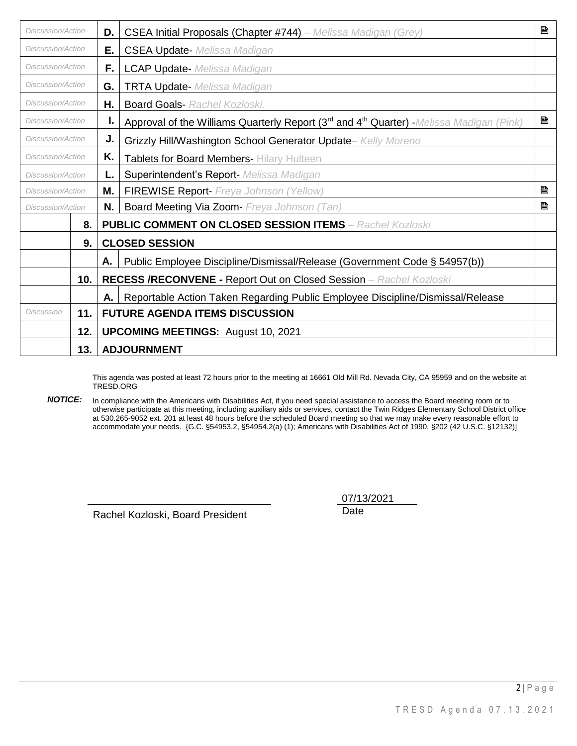| | | | | |
|---|---|---|---|---|
| *Discussion/Action* | | **D.** | CSEA Initial Proposals (Chapter #744) – *Melissa Madigan (Grey)* | 🖹 |
| *Discussion/Action* | | **E.** | CSEA Update- *Melissa Madigan* | |
| *Discussion/Action* | | **F.** | LCAP Update- *Melissa Madigan* | |
| *Discussion/Action* | | **G.** | TRTA Update- *Melissa Madigan* | |
| *Discussion/Action* | | **H.** | Board Goals- *Rachel Kozloski.* | |
| *Discussion/Action* | | **I.** | Approval of the Williams Quarterly Report (3rd and 4th Quarter) -*Melissa Madigan (Pink)* | 🖹 |
| *Discussion/Action* | | **J.** | Grizzly Hill/Washington School Generator Update– *Kelly Moreno* | |
| *Discussion/Action* | | **K.** | Tablets for Board Members- Hilary Hulteen | |
| *Discussion/Action* | | **L.** | Superintendent's Report- *Melissa Madigan* | |
| *Discussion/Action* | | **M.** | FIREWISE Report- *Freya Johnson (Yellow)* | 🖹 |
| *Discussion/Action* | | **N.** | Board Meeting Via Zoom- *Freya Johnson (Tan)* | 🖹 |
| | **8.** | **PUBLIC COMMENT ON CLOSED SESSION ITEMS** – *Rachel Kozloski* | | |
| | **9.** | **CLOSED SESSION** | | |
| | | **A.** | Public Employee Discipline/Dismissal/Release (Government Code § 54957(b)) | |
| | **10.** | **RECESS /RECONVENE -** Report Out on Closed Session – *Rachel Kozloski* | | |
| | | **A.** | Reportable Action Taken Regarding Public Employee Discipline/Dismissal/Release | |
| *Discussion* | **11.** | **FUTURE AGENDA ITEMS DISCUSSION** | | |
| | **12.** | **UPCOMING MEETINGS:** August 10, 2021 | | |
| | **13.** | **ADJOURNMENT** | | |

This agenda was posted at least 72 hours prior to the meeting at 16661 Old Mill Rd. Nevada City, CA 95959 and on the website at TRESD.ORG

***NOTICE:*** In compliance with the Americans with Disabilities Act, if you need special assistance to access the Board meeting room or to otherwise participate at this meeting, including auxiliary aids or services, contact the Twin Ridges Elementary School District office at 530.265-9052 ext. 201 at least 48 hours before the scheduled Board meeting so that we may make every reasonable effort to accommodate your needs. {G.C. §54953.2, §54954.2(a) (1); Americans with Disabilities Act of 1990, §202 (42 U.S.C. §12132)]

\_\_\_\_\_\_\_\_\_\_\_\_\_\_\_\_\_\_\_\_\_\_\_\_\_\_\_\_\_\_\_\_
Rachel Kozloski, Board President

07/13/2021
Date